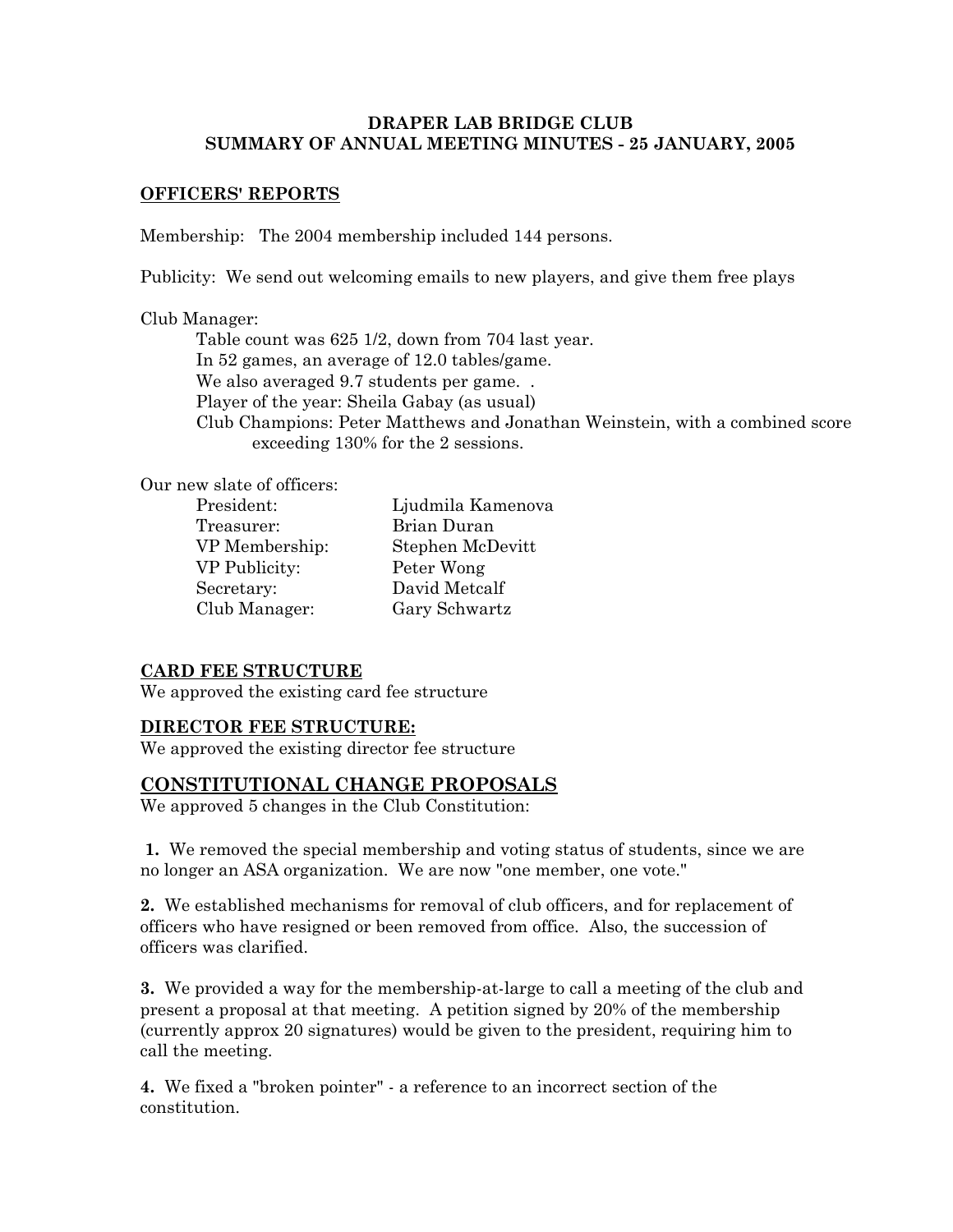# DRAPER LAB BRIDGE CLUB
## SUMMARY OF ANNUAL MEETING MINUTES - 25 JANUARY, 2005

### OFFICERS' REPORTS

Membership: The 2004 membership included 144 persons.

Publicity: We send out welcoming emails to new players, and give them free plays

Club Manager:

- Table count was 625 1/2, down from 704 last year.
- In 52 games, an average of 12.0 tables/game.
- We also averaged 9.7 students per game. .
- Player of the year: Sheila Gabay (as usual)
- Club Champions: Peter Matthews and Jonathan Weinstein, with a combined score exceeding 130% for the 2 sessions.

Our new slate of officers:

| | |
|---|---|
| President: | Ljudmila Kamenova |
| Treasurer: | Brian Duran |
| VP Membership: | Stephen McDevitt |
| VP Publicity: | Peter Wong |
| Secretary: | David Metcalf |
| Club Manager: | Gary Schwartz |

### CARD FEE STRUCTURE

We approved the existing card fee structure

### DIRECTOR FEE STRUCTURE:

We approved the existing director fee structure

## CONSTITUTIONAL CHANGE PROPOSALS

We approved 5 changes in the Club Constitution:

**1.** We removed the special membership and voting status of students, since we are no longer an ASA organization. We are now "one member, one vote."

**2.** We established mechanisms for removal of club officers, and for replacement of officers who have resigned or been removed from office. Also, the succession of officers was clarified.

**3.** We provided a way for the membership-at-large to call a meeting of the club and present a proposal at that meeting. A petition signed by 20% of the membership (currently approx 20 signatures) would be given to the president, requiring him to call the meeting.

**4.** We fixed a "broken pointer" - a reference to an incorrect section of the constitution.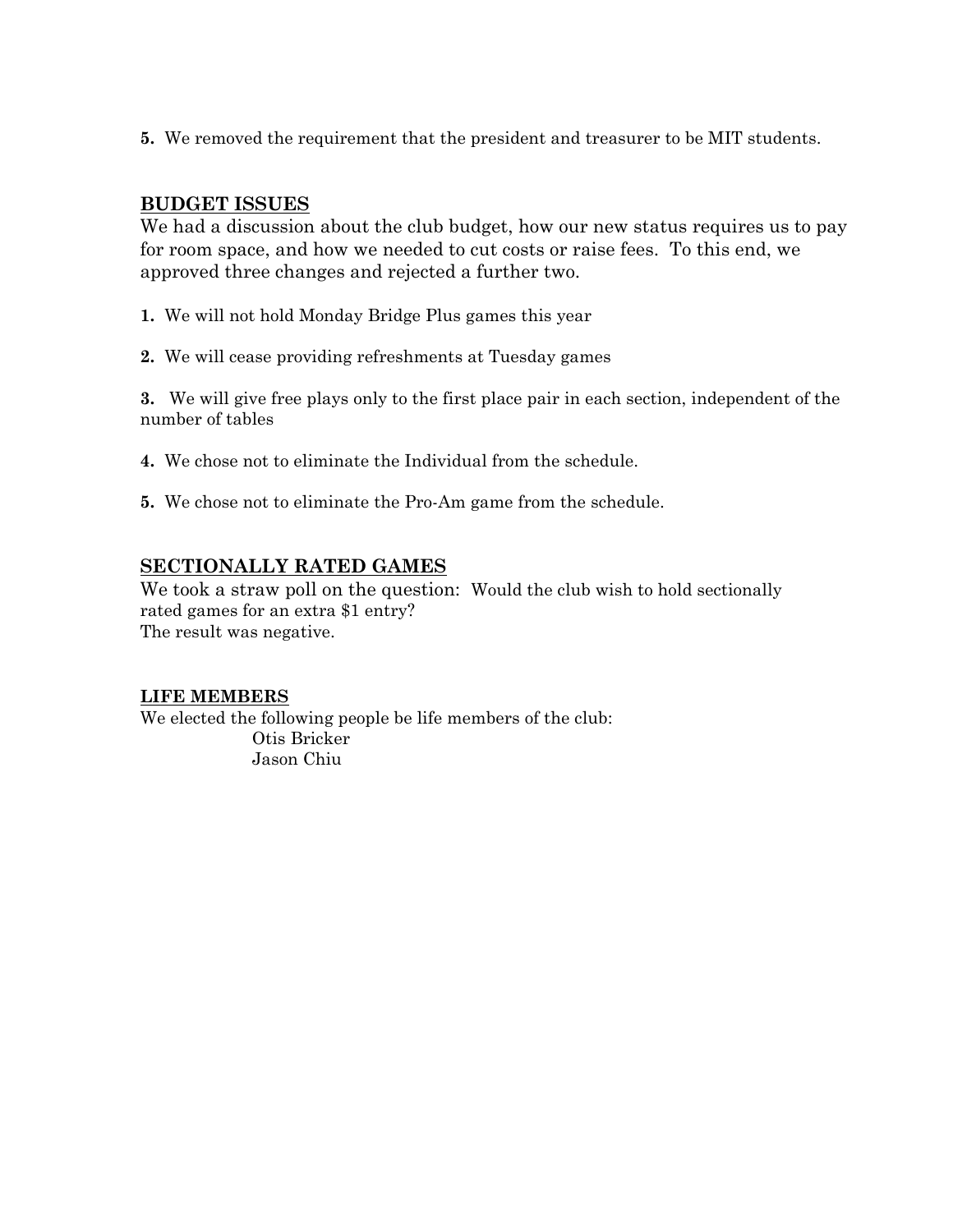**5.** We removed the requirement that the president and treasurer to be MIT students.

## BUDGET ISSUES

We had a discussion about the club budget, how our new status requires us to pay for room space, and how we needed to cut costs or raise fees. To this end, we approved three changes and rejected a further two.

**1.** We will not hold Monday Bridge Plus games this year

**2.** We will cease providing refreshments at Tuesday games

**3.** We will give free plays only to the first place pair in each section, independent of the number of tables

**4.** We chose not to eliminate the Individual from the schedule.

**5.** We chose not to eliminate the Pro-Am game from the schedule.

## SECTIONALLY RATED GAMES

We took a straw poll on the question: Would the club wish to hold sectionally rated games for an extra $1 entry?
The result was negative.

## LIFE MEMBERS

We elected the following people be life members of the club:

Otis Bricker
Jason Chiu